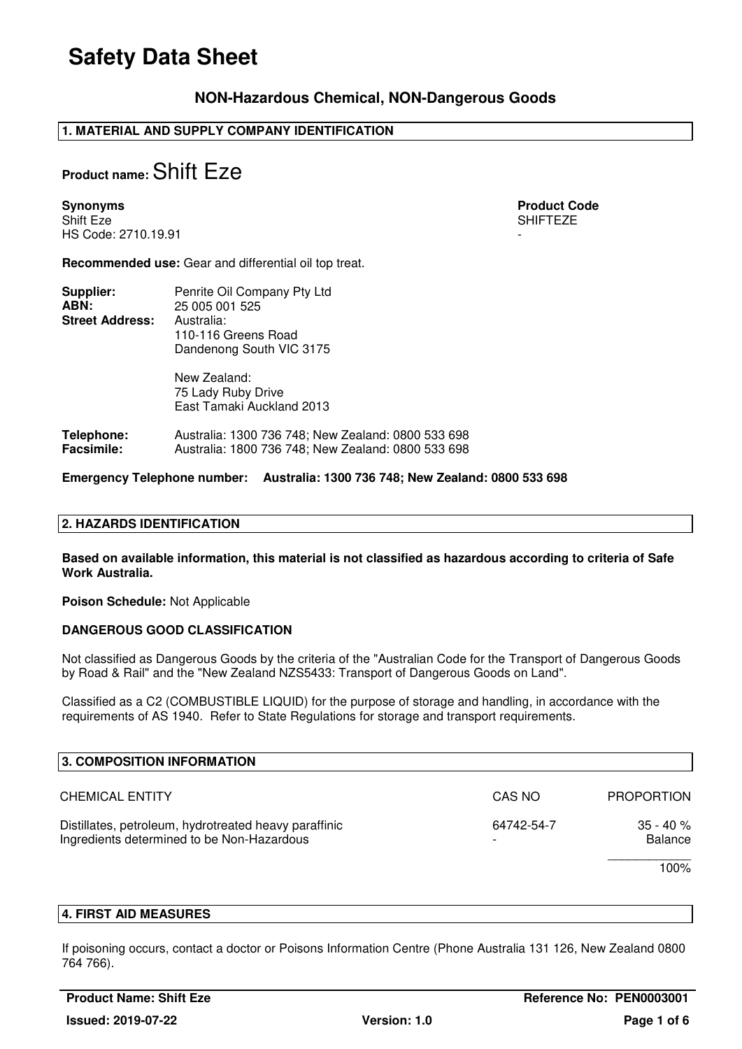# Safety Data Sheet

### NON-Hazardous Chemical, NON-Dangerous Goods

## 1. MATERIAL AND SUPPLY COMPANY IDENTIFICATION

**Product name:** Shift Eze

| **Synonyms** | **Product Code** |
|---|---|
| Shift Eze | SHIFTEZE |
| HS Code: 2710.19.91 | - |

**Recommended use:** Gear and differential oil top treat.

**Supplier:** Penrite Oil Company Pty Ltd
**ABN:** 25 005 001 525
**Street Address:** Australia:
110-116 Greens Road
Dandenong South VIC 3175

New Zealand:
75 Lady Ruby Drive
East Tamaki Auckland 2013

**Telephone:** Australia: 1300 736 748; New Zealand: 0800 533 698
**Facsimile:** Australia: 1800 736 748; New Zealand: 0800 533 698

**Emergency Telephone number: Australia: 1300 736 748; New Zealand: 0800 533 698**

## 2. HAZARDS IDENTIFICATION

**Based on available information, this material is not classified as hazardous according to criteria of Safe Work Australia.**

**Poison Schedule:** Not Applicable

**DANGEROUS GOOD CLASSIFICATION**

Not classified as Dangerous Goods by the criteria of the "Australian Code for the Transport of Dangerous Goods by Road & Rail" and the "New Zealand NZS5433: Transport of Dangerous Goods on Land".

Classified as a C2 (COMBUSTIBLE LIQUID) for the purpose of storage and handling, in accordance with the requirements of AS 1940. Refer to State Regulations for storage and transport requirements.

## 3. COMPOSITION INFORMATION

| CHEMICAL ENTITY | CAS NO | PROPORTION |
|---|---|---|
| Distillates, petroleum, hydrotreated heavy paraffinic | 64742-54-7 | 35 - 40 % |
| Ingredients determined to be Non-Hazardous | - | Balance |
| | | 100% |

## 4. FIRST AID MEASURES

If poisoning occurs, contact a doctor or Poisons Information Centre (Phone Australia 131 126, New Zealand 0800 764 766).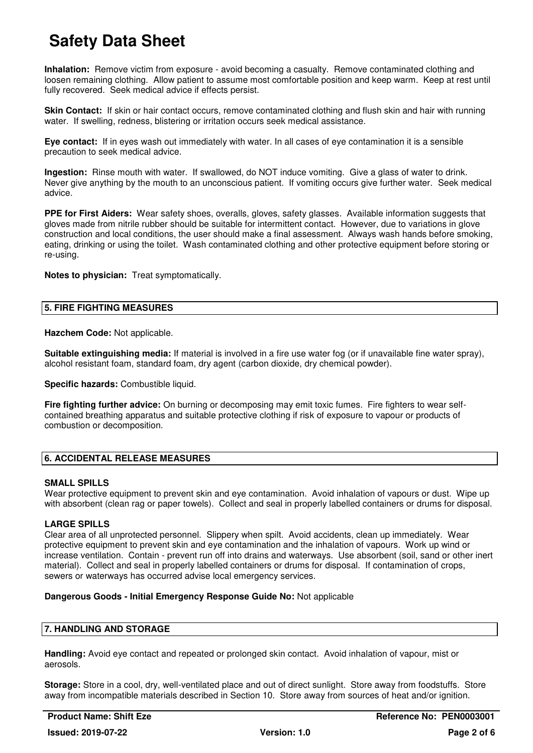**Inhalation:** Remove victim from exposure - avoid becoming a casualty. Remove contaminated clothing and loosen remaining clothing. Allow patient to assume most comfortable position and keep warm. Keep at rest until fully recovered. Seek medical advice if effects persist.

**Skin Contact:** If skin or hair contact occurs, remove contaminated clothing and flush skin and hair with running water. If swelling, redness, blistering or irritation occurs seek medical assistance.

**Eye contact:** If in eyes wash out immediately with water. In all cases of eye contamination it is a sensible precaution to seek medical advice.

**Ingestion:** Rinse mouth with water. If swallowed, do NOT induce vomiting. Give a glass of water to drink. Never give anything by the mouth to an unconscious patient. If vomiting occurs give further water. Seek medical advice.

**PPE for First Aiders:** Wear safety shoes, overalls, gloves, safety glasses. Available information suggests that gloves made from nitrile rubber should be suitable for intermittent contact. However, due to variations in glove construction and local conditions, the user should make a final assessment. Always wash hands before smoking, eating, drinking or using the toilet. Wash contaminated clothing and other protective equipment before storing or re-using.

**Notes to physician:** Treat symptomatically.

## 5. FIRE FIGHTING MEASURES

**Hazchem Code:** Not applicable.

**Suitable extinguishing media:** If material is involved in a fire use water fog (or if unavailable fine water spray), alcohol resistant foam, standard foam, dry agent (carbon dioxide, dry chemical powder).

**Specific hazards:** Combustible liquid.

**Fire fighting further advice:** On burning or decomposing may emit toxic fumes. Fire fighters to wear self-contained breathing apparatus and suitable protective clothing if risk of exposure to vapour or products of combustion or decomposition.

## 6. ACCIDENTAL RELEASE MEASURES

**SMALL SPILLS**
Wear protective equipment to prevent skin and eye contamination. Avoid inhalation of vapours or dust. Wipe up with absorbent (clean rag or paper towels). Collect and seal in properly labelled containers or drums for disposal.

**LARGE SPILLS**
Clear area of all unprotected personnel. Slippery when spilt. Avoid accidents, clean up immediately. Wear protective equipment to prevent skin and eye contamination and the inhalation of vapours. Work up wind or increase ventilation. Contain - prevent run off into drains and waterways. Use absorbent (soil, sand or other inert material). Collect and seal in properly labelled containers or drums for disposal. If contamination of crops, sewers or waterways has occurred advise local emergency services.

**Dangerous Goods - Initial Emergency Response Guide No:** Not applicable

## 7. HANDLING AND STORAGE

**Handling:** Avoid eye contact and repeated or prolonged skin contact. Avoid inhalation of vapour, mist or aerosols.

**Storage:** Store in a cool, dry, well-ventilated place and out of direct sunlight. Store away from foodstuffs. Store away from incompatible materials described in Section 10. Store away from sources of heat and/or ignition.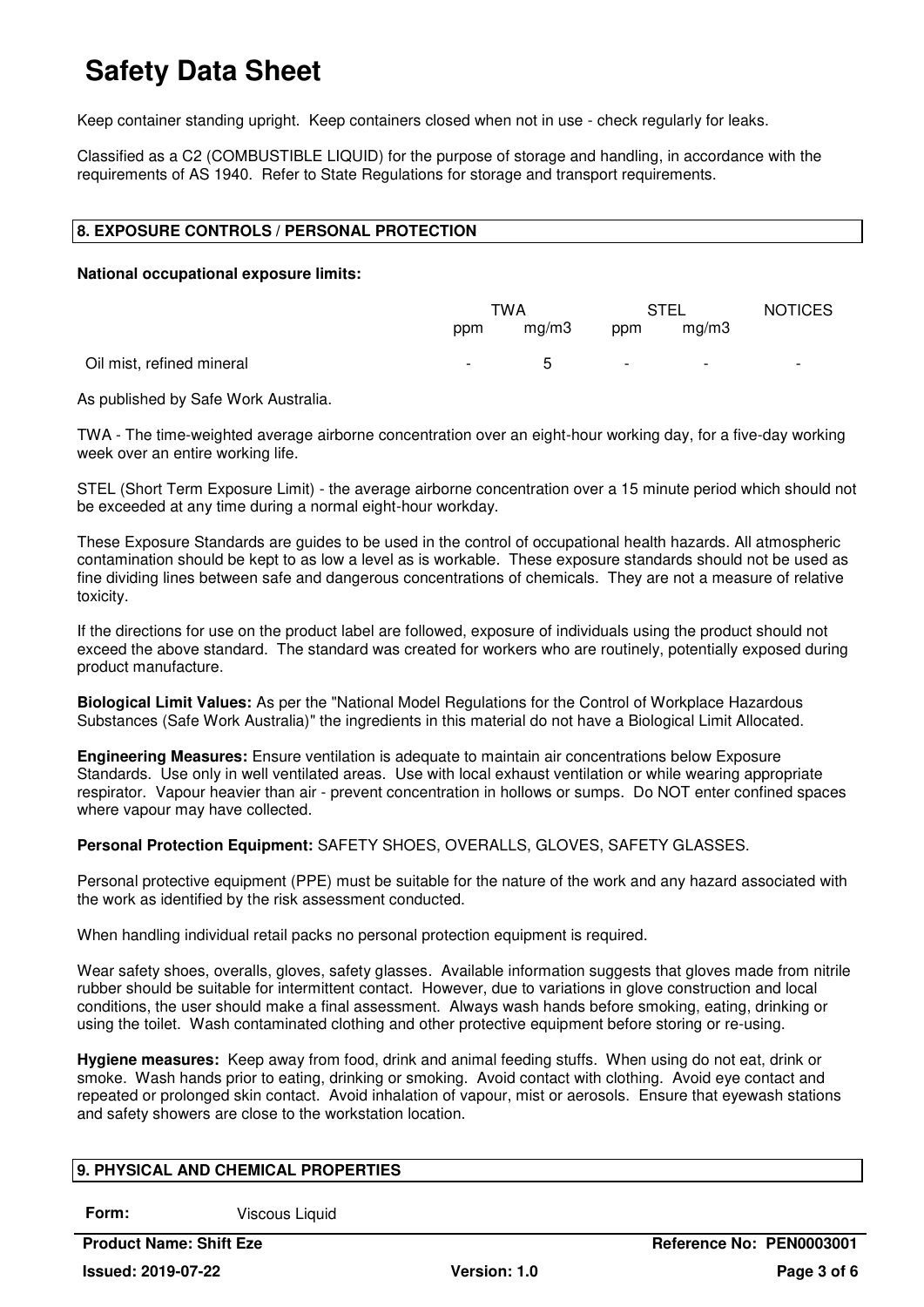Keep container standing upright. Keep containers closed when not in use - check regularly for leaks.

Classified as a C2 (COMBUSTIBLE LIQUID) for the purpose of storage and handling, in accordance with the requirements of AS 1940. Refer to State Regulations for storage and transport requirements.

## 8. EXPOSURE CONTROLS / PERSONAL PROTECTION

**National occupational exposure limits:**

| | TWA | | STEL | | NOTICES |
|---|---|---|---|---|---|
| | ppm | mg/m3 | ppm | mg/m3 | |
| Oil mist, refined mineral | - | 5 | - | - | - |

As published by Safe Work Australia.

TWA - The time-weighted average airborne concentration over an eight-hour working day, for a five-day working week over an entire working life.

STEL (Short Term Exposure Limit) - the average airborne concentration over a 15 minute period which should not be exceeded at any time during a normal eight-hour workday.

These Exposure Standards are guides to be used in the control of occupational health hazards. All atmospheric contamination should be kept to as low a level as is workable. These exposure standards should not be used as fine dividing lines between safe and dangerous concentrations of chemicals. They are not a measure of relative toxicity.

If the directions for use on the product label are followed, exposure of individuals using the product should not exceed the above standard. The standard was created for workers who are routinely, potentially exposed during product manufacture.

**Biological Limit Values:** As per the "National Model Regulations for the Control of Workplace Hazardous Substances (Safe Work Australia)" the ingredients in this material do not have a Biological Limit Allocated.

**Engineering Measures:** Ensure ventilation is adequate to maintain air concentrations below Exposure Standards. Use only in well ventilated areas. Use with local exhaust ventilation or while wearing appropriate respirator. Vapour heavier than air - prevent concentration in hollows or sumps. Do NOT enter confined spaces where vapour may have collected.

**Personal Protection Equipment:** SAFETY SHOES, OVERALLS, GLOVES, SAFETY GLASSES.

Personal protective equipment (PPE) must be suitable for the nature of the work and any hazard associated with the work as identified by the risk assessment conducted.

When handling individual retail packs no personal protection equipment is required.

Wear safety shoes, overalls, gloves, safety glasses. Available information suggests that gloves made from nitrile rubber should be suitable for intermittent contact. However, due to variations in glove construction and local conditions, the user should make a final assessment. Always wash hands before smoking, eating, drinking or using the toilet. Wash contaminated clothing and other protective equipment before storing or re-using.

**Hygiene measures:** Keep away from food, drink and animal feeding stuffs. When using do not eat, drink or smoke. Wash hands prior to eating, drinking or smoking. Avoid contact with clothing. Avoid eye contact and repeated or prolonged skin contact. Avoid inhalation of vapour, mist or aerosols. Ensure that eyewash stations and safety showers are close to the workstation location.

## 9. PHYSICAL AND CHEMICAL PROPERTIES

**Form:** Viscous Liquid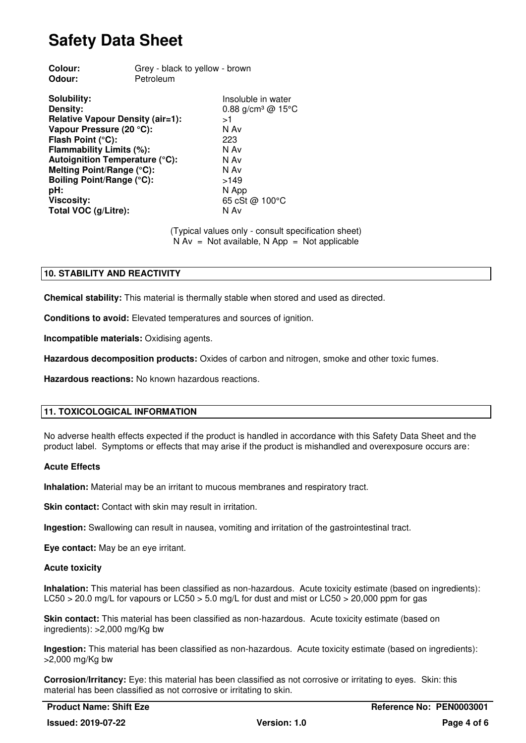# Safety Data Sheet

**Colour:** Grey - black to yellow - brown
**Odour:** Petroleum

| | |
|---|---|
| **Solubility:** | Insoluble in water |
| **Density:** | 0.88 g/cm³ @ 15°C |
| **Relative Vapour Density (air=1):** | >1 |
| **Vapour Pressure (20 °C):** | N Av |
| **Flash Point (°C):** | 223 |
| **Flammability Limits (%):** | N Av |
| **Autoignition Temperature (°C):** | N Av |
| **Melting Point/Range (°C):** | N Av |
| **Boiling Point/Range (°C):** | >149 |
| **pH:** | N App |
| **Viscosity:** | 65 cSt @ 100°C |
| **Total VOC (g/Litre):** | N Av |

(Typical values only - consult specification sheet)
N Av = Not available, N App = Not applicable

## 10. STABILITY AND REACTIVITY

**Chemical stability:** This material is thermally stable when stored and used as directed.

**Conditions to avoid:** Elevated temperatures and sources of ignition.

**Incompatible materials:** Oxidising agents.

**Hazardous decomposition products:** Oxides of carbon and nitrogen, smoke and other toxic fumes.

**Hazardous reactions:** No known hazardous reactions.

## 11. TOXICOLOGICAL INFORMATION

No adverse health effects expected if the product is handled in accordance with this Safety Data Sheet and the product label. Symptoms or effects that may arise if the product is mishandled and overexposure occurs are:

**Acute Effects**

**Inhalation:** Material may be an irritant to mucous membranes and respiratory tract.

**Skin contact:** Contact with skin may result in irritation.

**Ingestion:** Swallowing can result in nausea, vomiting and irritation of the gastrointestinal tract.

**Eye contact:** May be an eye irritant.

**Acute toxicity**

**Inhalation:** This material has been classified as non-hazardous. Acute toxicity estimate (based on ingredients): LC50 > 20.0 mg/L for vapours or LC50 > 5.0 mg/L for dust and mist or LC50 > 20,000 ppm for gas

**Skin contact:** This material has been classified as non-hazardous. Acute toxicity estimate (based on ingredients): >2,000 mg/Kg bw

**Ingestion:** This material has been classified as non-hazardous. Acute toxicity estimate (based on ingredients): >2,000 mg/Kg bw

**Corrosion/Irritancy:** Eye: this material has been classified as not corrosive or irritating to eyes. Skin: this material has been classified as not corrosive or irritating to skin.

**Product Name: Shift Eze** | **Reference No: PEN0003001**
**Issued: 2019-07-22** | **Version: 1.0**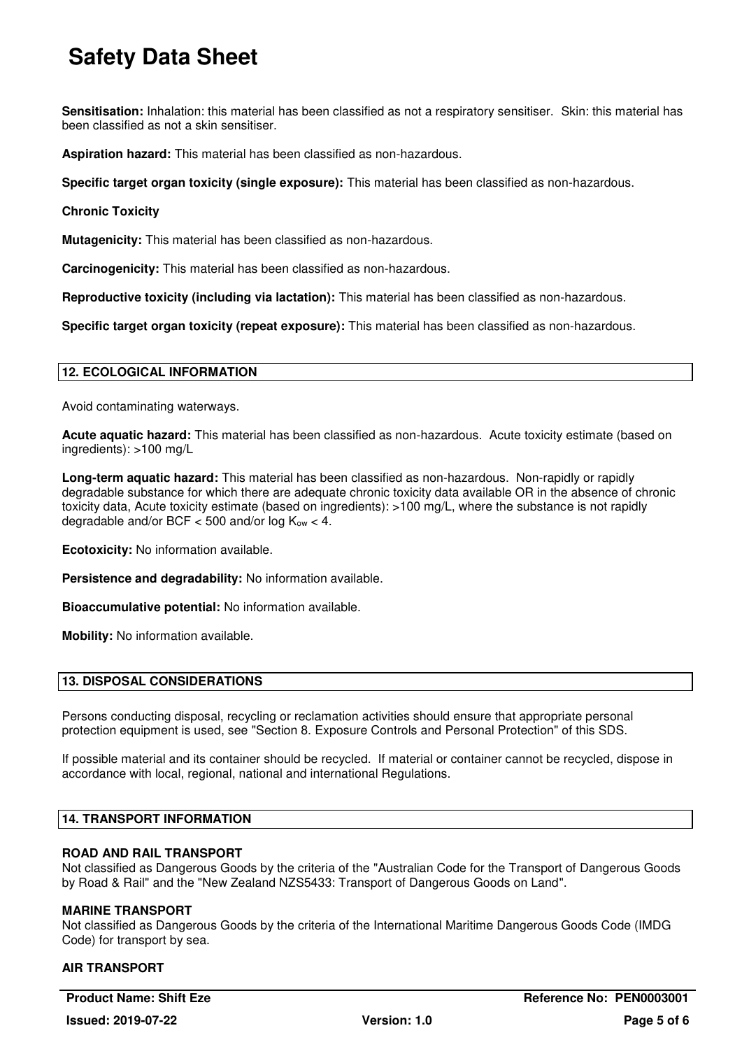**Sensitisation:** Inhalation: this material has been classified as not a respiratory sensitiser. Skin: this material has been classified as not a skin sensitiser.

**Aspiration hazard:** This material has been classified as non-hazardous.

**Specific target organ toxicity (single exposure):** This material has been classified as non-hazardous.

**Chronic Toxicity**

**Mutagenicity:** This material has been classified as non-hazardous.

**Carcinogenicity:** This material has been classified as non-hazardous.

**Reproductive toxicity (including via lactation):** This material has been classified as non-hazardous.

**Specific target organ toxicity (repeat exposure):** This material has been classified as non-hazardous.

## 12. ECOLOGICAL INFORMATION

Avoid contaminating waterways.

**Acute aquatic hazard:** This material has been classified as non-hazardous. Acute toxicity estimate (based on ingredients): >100 mg/L

**Long-term aquatic hazard:** This material has been classified as non-hazardous. Non-rapidly or rapidly degradable substance for which there are adequate chronic toxicity data available OR in the absence of chronic toxicity data, Acute toxicity estimate (based on ingredients): >100 mg/L, where the substance is not rapidly degradable and/or BCF < 500 and/or log $K_{ow}$ < 4.

**Ecotoxicity:** No information available.

**Persistence and degradability:** No information available.

**Bioaccumulative potential:** No information available.

**Mobility:** No information available.

## 13. DISPOSAL CONSIDERATIONS

Persons conducting disposal, recycling or reclamation activities should ensure that appropriate personal protection equipment is used, see "Section 8. Exposure Controls and Personal Protection" of this SDS.

If possible material and its container should be recycled. If material or container cannot be recycled, dispose in accordance with local, regional, national and international Regulations.

## 14. TRANSPORT INFORMATION

### ROAD AND RAIL TRANSPORT

Not classified as Dangerous Goods by the criteria of the "Australian Code for the Transport of Dangerous Goods by Road & Rail" and the "New Zealand NZS5433: Transport of Dangerous Goods on Land".

### MARINE TRANSPORT

Not classified as Dangerous Goods by the criteria of the International Maritime Dangerous Goods Code (IMDG Code) for transport by sea.

### AIR TRANSPORT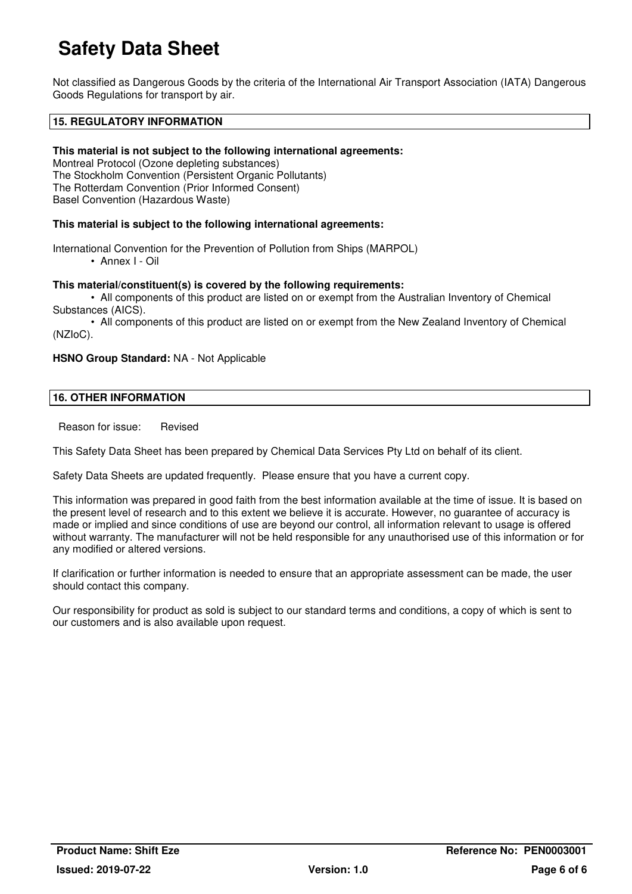Not classified as Dangerous Goods by the criteria of the International Air Transport Association (IATA) Dangerous Goods Regulations for transport by air.

## 15. REGULATORY INFORMATION

**This material is not subject to the following international agreements:**

Montreal Protocol (Ozone depleting substances)
The Stockholm Convention (Persistent Organic Pollutants)
The Rotterdam Convention (Prior Informed Consent)
Basel Convention (Hazardous Waste)

**This material is subject to the following international agreements:**

International Convention for the Prevention of Pollution from Ships (MARPOL)

- Annex I - Oil

**This material/constituent(s) is covered by the following requirements:**

- All components of this product are listed on or exempt from the Australian Inventory of Chemical Substances (AICS).
- All components of this product are listed on or exempt from the New Zealand Inventory of Chemical (NZIoC).

**HSNO Group Standard:** NA - Not Applicable

## 16. OTHER INFORMATION

Reason for issue: Revised

This Safety Data Sheet has been prepared by Chemical Data Services Pty Ltd on behalf of its client.

Safety Data Sheets are updated frequently. Please ensure that you have a current copy.

This information was prepared in good faith from the best information available at the time of issue. It is based on the present level of research and to this extent we believe it is accurate. However, no guarantee of accuracy is made or implied and since conditions of use are beyond our control, all information relevant to usage is offered without warranty. The manufacturer will not be held responsible for any unauthorised use of this information or for any modified or altered versions.

If clarification or further information is needed to ensure that an appropriate assessment can be made, the user should contact this company.

Our responsibility for product as sold is subject to our standard terms and conditions, a copy of which is sent to our customers and is also available upon request.

**Product Name: Shift Eze** **Reference No: PEN0003001**
**Issued: 2019-07-22** **Version: 1.0**